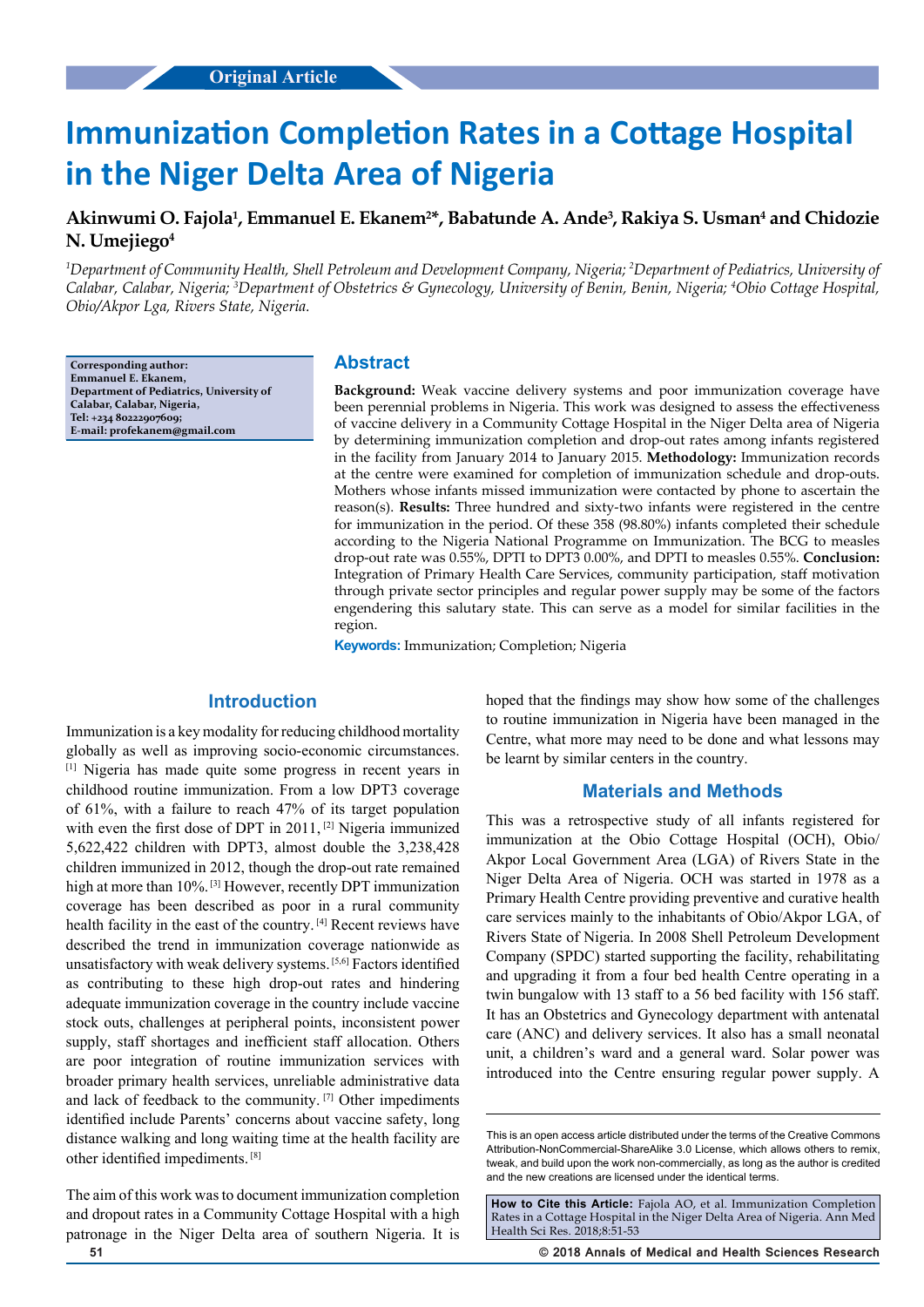Original Article

# Immunization Completion Rates in a Cottage Hospital in the Niger Delta Area of Nigeria

**Akinwumi O. Fajola[1], Emmanuel E. Ekanem[2*], Babatunde A. Ande[3], Rakiya S. Usman[4] and Chidozie N. Umejiego[4]**

*[1]Department of Community Health, Shell Petroleum and Development Company, Nigeria; [2]Department of Pediatrics, University of Calabar, Calabar, Nigeria; [3]Department of Obstetrics & Gynecology, University of Benin, Benin, Nigeria; [4]Obio Cottage Hospital, Obio/Akpor Lga, Rivers State, Nigeria.*

**Corresponding author:**
**Emmanuel E. Ekanem,**
**Department of Pediatrics, University of Calabar, Calabar, Nigeria,**
**Tel: +234 80222907609;**
**E-mail: profekanem@gmail.com**

## Abstract

**Background:** Weak vaccine delivery systems and poor immunization coverage have been perennial problems in Nigeria. This work was designed to assess the effectiveness of vaccine delivery in a Community Cottage Hospital in the Niger Delta area of Nigeria by determining immunization completion and drop-out rates among infants registered in the facility from January 2014 to January 2015. **Methodology:** Immunization records at the centre were examined for completion of immunization schedule and drop-outs. Mothers whose infants missed immunization were contacted by phone to ascertain the reason(s). **Results:** Three hundred and sixty-two infants were registered in the centre for immunization in the period. Of these 358 (98.80%) infants completed their schedule according to the Nigeria National Programme on Immunization. The BCG to measles drop-out rate was 0.55%, DPTI to DPT3 0.00%, and DPTI to measles 0.55%. **Conclusion:** Integration of Primary Health Care Services, community participation, staff motivation through private sector principles and regular power supply may be some of the factors engendering this salutary state. This can serve as a model for similar facilities in the region.

**Keywords:** Immunization; Completion; Nigeria

## Introduction

Immunization is a key modality for reducing childhood mortality globally as well as improving socio-economic circumstances. [1] Nigeria has made quite some progress in recent years in childhood routine immunization. From a low DPT3 coverage of 61%, with a failure to reach 47% of its target population with even the first dose of DPT in 2011, [2] Nigeria immunized 5,622,422 children with DPT3, almost double the 3,238,428 children immunized in 2012, though the drop-out rate remained high at more than 10%. [3] However, recently DPT immunization coverage has been described as poor in a rural community health facility in the east of the country. [4] Recent reviews have described the trend in immunization coverage nationwide as unsatisfactory with weak delivery systems. [5,6] Factors identified as contributing to these high drop-out rates and hindering adequate immunization coverage in the country include vaccine stock outs, challenges at peripheral points, inconsistent power supply, staff shortages and inefficient staff allocation. Others are poor integration of routine immunization services with broader primary health services, unreliable administrative data and lack of feedback to the community. [7] Other impediments identified include Parents' concerns about vaccine safety, long distance walking and long waiting time at the health facility are other identified impediments. [8]

The aim of this work was to document immunization completion and dropout rates in a Community Cottage Hospital with a high patronage in the Niger Delta area of southern Nigeria. It is hoped that the findings may show how some of the challenges to routine immunization in Nigeria have been managed in the Centre, what more may need to be done and what lessons may be learnt by similar centers in the country.

## Materials and Methods

This was a retrospective study of all infants registered for immunization at the Obio Cottage Hospital (OCH), Obio/Akpor Local Government Area (LGA) of Rivers State in the Niger Delta Area of Nigeria. OCH was started in 1978 as a Primary Health Centre providing preventive and curative health care services mainly to the inhabitants of Obio/Akpor LGA, of Rivers State of Nigeria. In 2008 Shell Petroleum Development Company (SPDC) started supporting the facility, rehabilitating and upgrading it from a four bed health Centre operating in a twin bungalow with 13 staff to a 56 bed facility with 156 staff. It has an Obstetrics and Gynecology department with antenatal care (ANC) and delivery services. It also has a small neonatal unit, a children's ward and a general ward. Solar power was introduced into the Centre ensuring regular power supply. A

This is an open access article distributed under the terms of the Creative Commons Attribution-NonCommercial-ShareAlike 3.0 License, which allows others to remix, tweak, and build upon the work non-commercially, as long as the author is credited and the new creations are licensed under the identical terms.

**How to Cite this Article:** Fajola AO, et al. Immunization Completion Rates in a Cottage Hospital in the Niger Delta Area of Nigeria. Ann Med Health Sci Res. 2018;8:51-53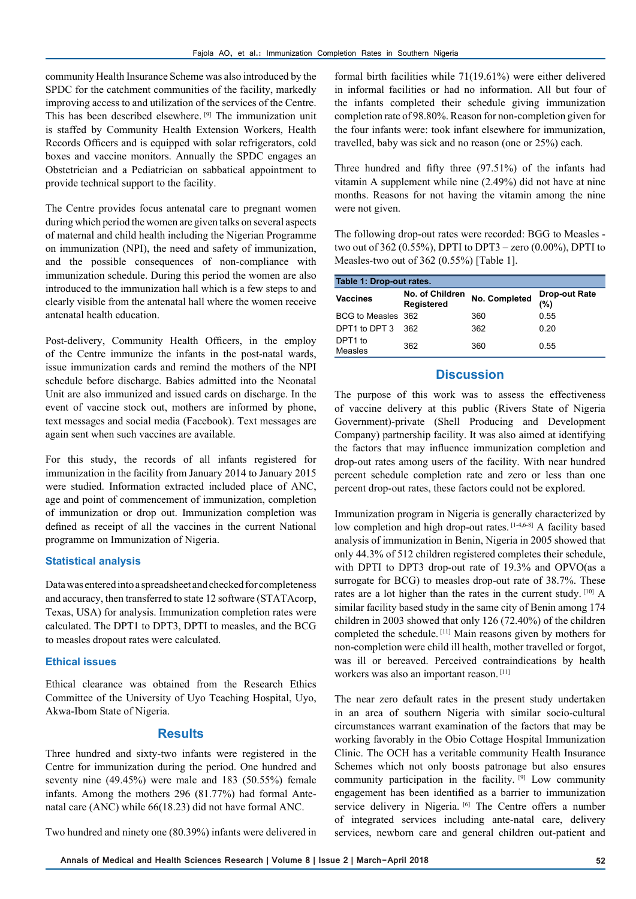community Health Insurance Scheme was also introduced by the SPDC for the catchment communities of the facility, markedly improving access to and utilization of the services of the Centre. This has been described elsewhere. [9] The immunization unit is staffed by Community Health Extension Workers, Health Records Officers and is equipped with solar refrigerators, cold boxes and vaccine monitors. Annually the SPDC engages an Obstetrician and a Pediatrician on sabbatical appointment to provide technical support to the facility.

The Centre provides focus antenatal care to pregnant women during which period the women are given talks on several aspects of maternal and child health including the Nigerian Programme on immunization (NPI), the need and safety of immunization, and the possible consequences of non-compliance with immunization schedule. During this period the women are also introduced to the immunization hall which is a few steps to and clearly visible from the antenatal hall where the women receive antenatal health education.

Post-delivery, Community Health Officers, in the employ of the Centre immunize the infants in the post-natal wards, issue immunization cards and remind the mothers of the NPI schedule before discharge. Babies admitted into the Neonatal Unit are also immunized and issued cards on discharge. In the event of vaccine stock out, mothers are informed by phone, text messages and social media (Facebook). Text messages are again sent when such vaccines are available.

For this study, the records of all infants registered for immunization in the facility from January 2014 to January 2015 were studied. Information extracted included place of ANC, age and point of commencement of immunization, completion of immunization or drop out. Immunization completion was defined as receipt of all the vaccines in the current National programme on Immunization of Nigeria.

### Statistical analysis

Data was entered into a spreadsheet and checked for completeness and accuracy, then transferred to state 12 software (STATAcorp, Texas, USA) for analysis. Immunization completion rates were calculated. The DPT1 to DPT3, DPTI to measles, and the BCG to measles dropout rates were calculated.

### Ethical issues

Ethical clearance was obtained from the Research Ethics Committee of the University of Uyo Teaching Hospital, Uyo, Akwa-Ibom State of Nigeria.

## Results

Three hundred and sixty-two infants were registered in the Centre for immunization during the period. One hundred and seventy nine (49.45%) were male and 183 (50.55%) female infants. Among the mothers 296 (81.77%) had formal Ante-natal care (ANC) while 66(18.23) did not have formal ANC.

Two hundred and ninety one (80.39%) infants were delivered in formal birth facilities while 71(19.61%) were either delivered in informal facilities or had no information. All but four of the infants completed their schedule giving immunization completion rate of 98.80%. Reason for non-completion given for the four infants were: took infant elsewhere for immunization, travelled, baby was sick and no reason (one or 25%) each.

Three hundred and fifty three (97.51%) of the infants had vitamin A supplement while nine (2.49%) did not have at nine months. Reasons for not having the vitamin among the nine were not given.

The following drop-out rates were recorded: BGG to Measles - two out of 362 (0.55%), DPTI to DPT3 – zero (0.00%), DPTI to Measles-two out of 362 (0.55%) [Table 1].

**Table 1: Drop-out rates.**

| Vaccines | No. of Children Registered | No. Completed | Drop-out Rate (%) |
|---|---|---|---|
| BCG to Measles | 362 | 360 | 0.55 |
| DPT1 to DPT 3 | 362 | 362 | 0.20 |
| DPT1 to Measles | 362 | 360 | 0.55 |

## Discussion

The purpose of this work was to assess the effectiveness of vaccine delivery at this public (Rivers State of Nigeria Government)-private (Shell Producing and Development Company) partnership facility. It was also aimed at identifying the factors that may influence immunization completion and drop-out rates among users of the facility. With near hundred percent schedule completion rate and zero or less than one percent drop-out rates, these factors could not be explored.

Immunization program in Nigeria is generally characterized by low completion and high drop-out rates. [1-4,6-8] A facility based analysis of immunization in Benin, Nigeria in 2005 showed that only 44.3% of 512 children registered completes their schedule, with DPTI to DPT3 drop-out rate of 19.3% and OPVO(as a surrogate for BCG) to measles drop-out rate of 38.7%. These rates are a lot higher than the rates in the current study. [10] A similar facility based study in the same city of Benin among 174 children in 2003 showed that only 126 (72.40%) of the children completed the schedule. [11] Main reasons given by mothers for non-completion were child ill health, mother travelled or forgot, was ill or bereaved. Perceived contraindications by health workers was also an important reason. [11]

The near zero default rates in the present study undertaken in an area of southern Nigeria with similar socio-cultural circumstances warrant examination of the factors that may be working favorably in the Obio Cottage Hospital Immunization Clinic. The OCH has a veritable community Health Insurance Schemes which not only boosts patronage but also ensures community participation in the facility. [9] Low community engagement has been identified as a barrier to immunization service delivery in Nigeria. [6] The Centre offers a number of integrated services including ante-natal care, delivery services, newborn care and general children out-patient and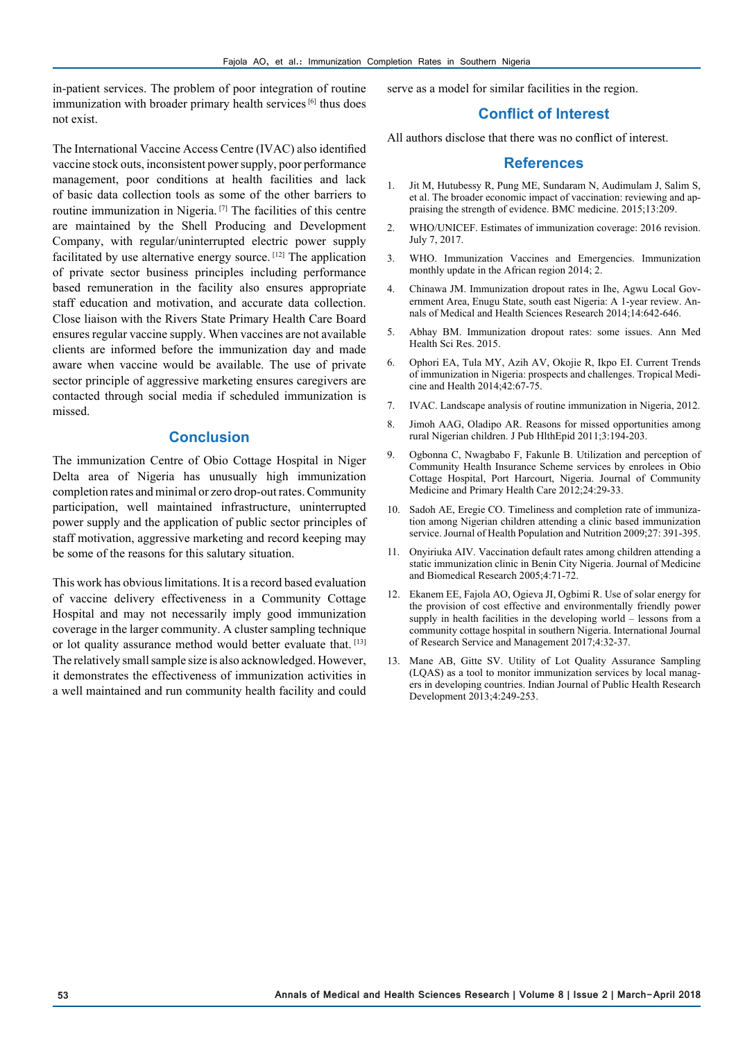in-patient services. The problem of poor integration of routine immunization with broader primary health services [6] thus does not exist.

The International Vaccine Access Centre (IVAC) also identified vaccine stock outs, inconsistent power supply, poor performance management, poor conditions at health facilities and lack of basic data collection tools as some of the other barriers to routine immunization in Nigeria. [7] The facilities of this centre are maintained by the Shell Producing and Development Company, with regular/uninterrupted electric power supply facilitated by use alternative energy source. [12] The application of private sector business principles including performance based remuneration in the facility also ensures appropriate staff education and motivation, and accurate data collection. Close liaison with the Rivers State Primary Health Care Board ensures regular vaccine supply. When vaccines are not available clients are informed before the immunization day and made aware when vaccine would be available. The use of private sector principle of aggressive marketing ensures caregivers are contacted through social media if scheduled immunization is missed.

## Conclusion

The immunization Centre of Obio Cottage Hospital in Niger Delta area of Nigeria has unusually high immunization completion rates and minimal or zero drop-out rates. Community participation, well maintained infrastructure, uninterrupted power supply and the application of public sector principles of staff motivation, aggressive marketing and record keeping may be some of the reasons for this salutary situation.

This work has obvious limitations. It is a record based evaluation of vaccine delivery effectiveness in a Community Cottage Hospital and may not necessarily imply good immunization coverage in the larger community. A cluster sampling technique or lot quality assurance method would better evaluate that. [13] The relatively small sample size is also acknowledged. However, it demonstrates the effectiveness of immunization activities in a well maintained and run community health facility and could serve as a model for similar facilities in the region.

## Conflict of Interest

All authors disclose that there was no conflict of interest.

## References

1. Jit M, Hutubessy R, Pung ME, Sundaram N, Audimulam J, Salim S, et al. The broader economic impact of vaccination: reviewing and appraising the strength of evidence. BMC medicine. 2015;13:209.
2. WHO/UNICEF. Estimates of immunization coverage: 2016 revision. July 7, 2017.
3. WHO. Immunization Vaccines and Emergencies. Immunization monthly update in the African region 2014; 2.
4. Chinawa JM. Immunization dropout rates in Ihe, Agwu Local Government Area, Enugu State, south east Nigeria: A 1-year review. Annals of Medical and Health Sciences Research 2014;14:642-646.
5. Abhay BM. Immunization dropout rates: some issues. Ann Med Health Sci Res. 2015.
6. Ophori EA, Tula MY, Azih AV, Okojie R, Ikpo EI. Current Trends of immunization in Nigeria: prospects and challenges. Tropical Medicine and Health 2014;42:67-75.
7. IVAC. Landscape analysis of routine immunization in Nigeria, 2012.
8. Jimoh AAG, Oladipo AR. Reasons for missed opportunities among rural Nigerian children. J Pub HlthEpid 2011;3:194-203.
9. Ogbonna C, Nwagbabo F, Fakunle B. Utilization and perception of Community Health Insurance Scheme services by enrolees in Obio Cottage Hospital, Port Harcourt, Nigeria. Journal of Community Medicine and Primary Health Care 2012;24:29-33.
10. Sadoh AE, Eregie CO. Timeliness and completion rate of immunization among Nigerian children attending a clinic based immunization service. Journal of Health Population and Nutrition 2009;27: 391-395.
11. Onyiriuka AIV. Vaccination default rates among children attending a static immunization clinic in Benin City Nigeria. Journal of Medicine and Biomedical Research 2005;4:71-72.
12. Ekanem EE, Fajola AO, Ogieva JI, Ogbimi R. Use of solar energy for the provision of cost effective and environmentally friendly power supply in health facilities in the developing world – lessons from a community cottage hospital in southern Nigeria. International Journal of Research Service and Management 2017;4:32-37.
13. Mane AB, Gitte SV. Utility of Lot Quality Assurance Sampling (LQAS) as a tool to monitor immunization services by local managers in developing countries. Indian Journal of Public Health Research Development 2013;4:249-253.